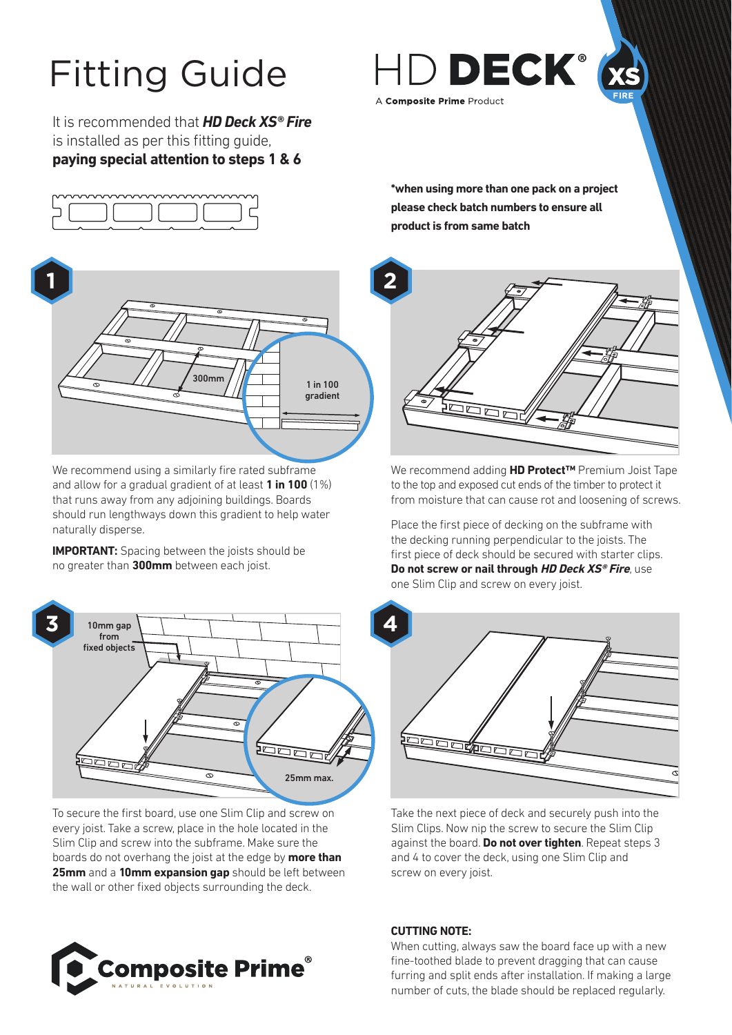# Fitting Guide

HD DECK® XS FIRE

A **Composite Prime** Product

It is recommended that ***HD Deck XS® Fire*** is installed as per this fitting guide, **paying special attention to steps 1 & 6**

***when using more than one pack on a project please check batch numbers to ensure all product is from same batch**

## 1

300mm

1 in 100 gradient

We recommend using a similarly fire rated subframe and allow for a gradual gradient of at least **1 in 100** (1%) that runs away from any adjoining buildings. Boards should run lengthways down this gradient to help water naturally disperse.

**IMPORTANT:** Spacing between the joists should be no greater than **300mm** between each joist.

## 2

We recommend adding **HD Protect™** Premium Joist Tape to the top and exposed cut ends of the timber to protect it from moisture that can cause rot and loosening of screws.

Place the first piece of decking on the subframe with the decking running perpendicular to the joists. The first piece of deck should be secured with starter clips. **Do not screw or nail through *HD Deck XS® Fire***, use one Slim Clip and screw on every joist.

## 3

10mm gap from fixed objects

25mm max.

To secure the first board, use one Slim Clip and screw on every joist. Take a screw, place in the hole located in the Slim Clip and screw into the subframe. Make sure the boards do not overhang the joist at the edge by **more than 25mm** and a **10mm expansion gap** should be left between the wall or other fixed objects surrounding the deck.

## 4

Take the next piece of deck and securely push into the Slim Clips. Now nip the screw to secure the Slim Clip against the board. **Do not over tighten**. Repeat steps 3 and 4 to cover the deck, using one Slim Clip and screw on every joist.

**CUTTING NOTE:**

When cutting, always saw the board face up with a new fine-toothed blade to prevent dragging that can cause furring and split ends after installation. If making a large number of cuts, the blade should be replaced regularly.

Composite Prime®

NATURAL EVOLUTION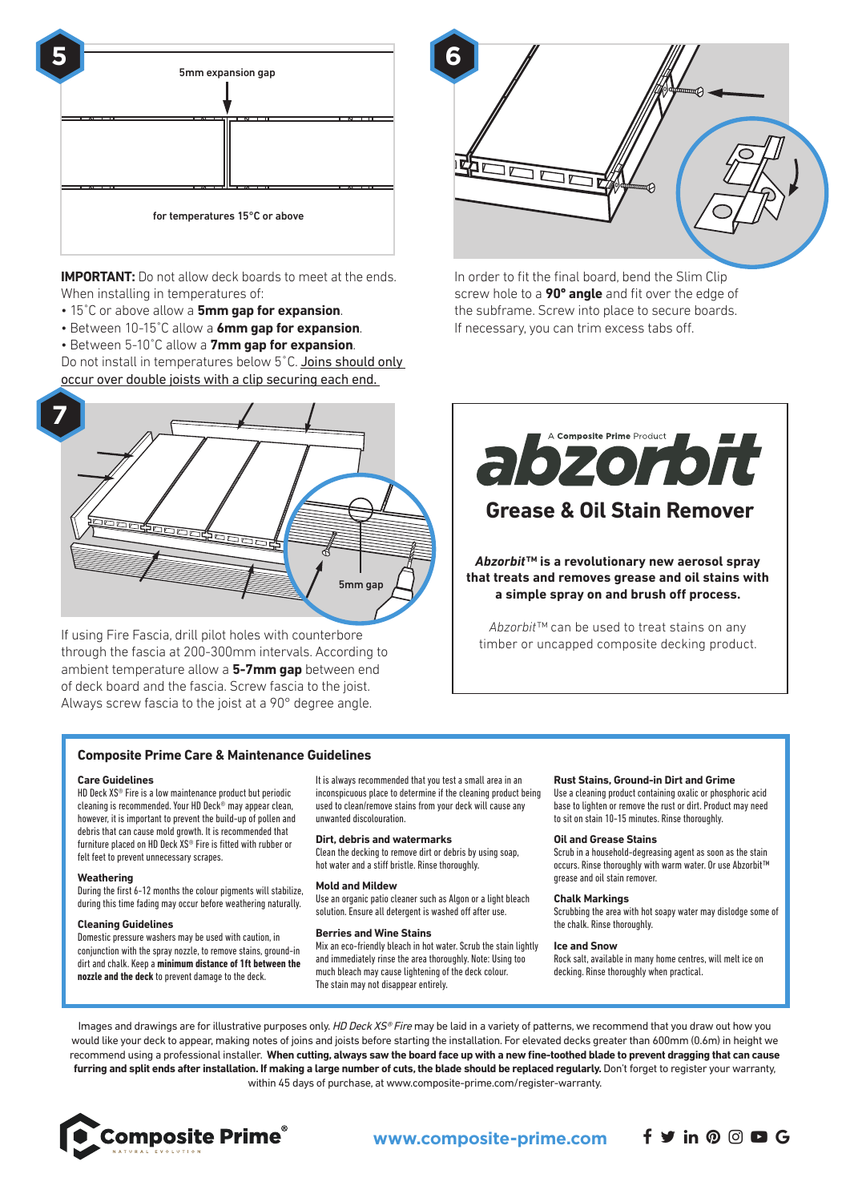## 5

5mm expansion gap

for temperatures 15°C or above

**IMPORTANT:** Do not allow deck boards to meet at the ends. When installing in temperatures of:

- 15˚C or above allow a **5mm gap for expansion**.
- Between 10-15˚C allow a **6mm gap for expansion**.
- Between 5-10˚C allow a **7mm gap for expansion**.

Do not install in temperatures below 5˚C. Joins should only occur over double joists with a clip securing each end.

## 6

In order to fit the final board, bend the Slim Clip screw hole to a **90° angle** and fit over the edge of the subframe. Screw into place to secure boards. If necessary, you can trim excess tabs off.

## 7

5mm gap

If using Fire Fascia, drill pilot holes with counterbore through the fascia at 200-300mm intervals. According to ambient temperature allow a **5-7mm gap** between end of deck board and the fascia. Screw fascia to the joist. Always screw fascia to the joist at a 90° degree angle.

A Composite Prime Product

# abzorbit

## Grease & Oil Stain Remover

***Abzorbit™* is a revolutionary new aerosol spray that treats and removes grease and oil stains with a simple spray on and brush off process.**

*Abzorbit™* can be used to treat stains on any timber or uncapped composite decking product.

## Composite Prime Care & Maintenance Guidelines

**Care Guidelines**
HD Deck XS® Fire is a low maintenance product but periodic cleaning is recommended. Your HD Deck® may appear clean, however, it is important to prevent the build-up of pollen and debris that can cause mold growth. It is recommended that furniture placed on HD Deck XS® Fire is fitted with rubber or felt feet to prevent unnecessary scrapes.

**Weathering**
During the first 6-12 months the colour pigments will stabilize, during this time fading may occur before weathering naturally.

**Cleaning Guidelines**
Domestic pressure washers may be used with caution, in conjunction with the spray nozzle, to remove stains, ground-in dirt and chalk. Keep a **minimum distance of 1ft between the nozzle and the deck** to prevent damage to the deck.

It is always recommended that you test a small area in an inconspicuous place to determine if the cleaning product being used to clean/remove stains from your deck will cause any unwanted discolouration.

**Dirt, debris and watermarks**
Clean the decking to remove dirt or debris by using soap, hot water and a stiff bristle. Rinse thoroughly.

**Mold and Mildew**
Use an organic patio cleaner such as Algon or a light bleach solution. Ensure all detergent is washed off after use.

**Berries and Wine Stains**
Mix an eco-friendly bleach in hot water. Scrub the stain lightly and immediately rinse the area thoroughly. Note: Using too much bleach may cause lightening of the deck colour. The stain may not disappear entirely.

**Rust Stains, Ground-in Dirt and Grime**
Use a cleaning product containing oxalic or phosphoric acid base to lighten or remove the rust or dirt. Product may need to sit on stain 10-15 minutes. Rinse thoroughly.

**Oil and Grease Stains**
Scrub in a household-degreasing agent as soon as the stain occurs. Rinse thoroughly with warm water. Or use Abzorbit™ grease and oil stain remover.

**Chalk Markings**
Scrubbing the area with hot soapy water may dislodge some of the chalk. Rinse thoroughly.

**Ice and Snow**
Rock salt, available in many home centres, will melt ice on decking. Rinse thoroughly when practical.

Images and drawings are for illustrative purposes only. *HD Deck XS® Fire* may be laid in a variety of patterns, we recommend that you draw out how you would like your deck to appear, making notes of joins and joists before starting the installation. For elevated decks greater than 600mm (0.6m) in height we recommend using a professional installer. **When cutting, always saw the board face up with a new fine-toothed blade to prevent dragging that can cause furring and split ends after installation. If making a large number of cuts, the blade should be replaced regularly.** Don't forget to register your warranty, within 45 days of purchase, at www.composite-prime.com/register-warranty.

Composite Prime®
NATURAL EVOLUTION

www.composite-prime.com